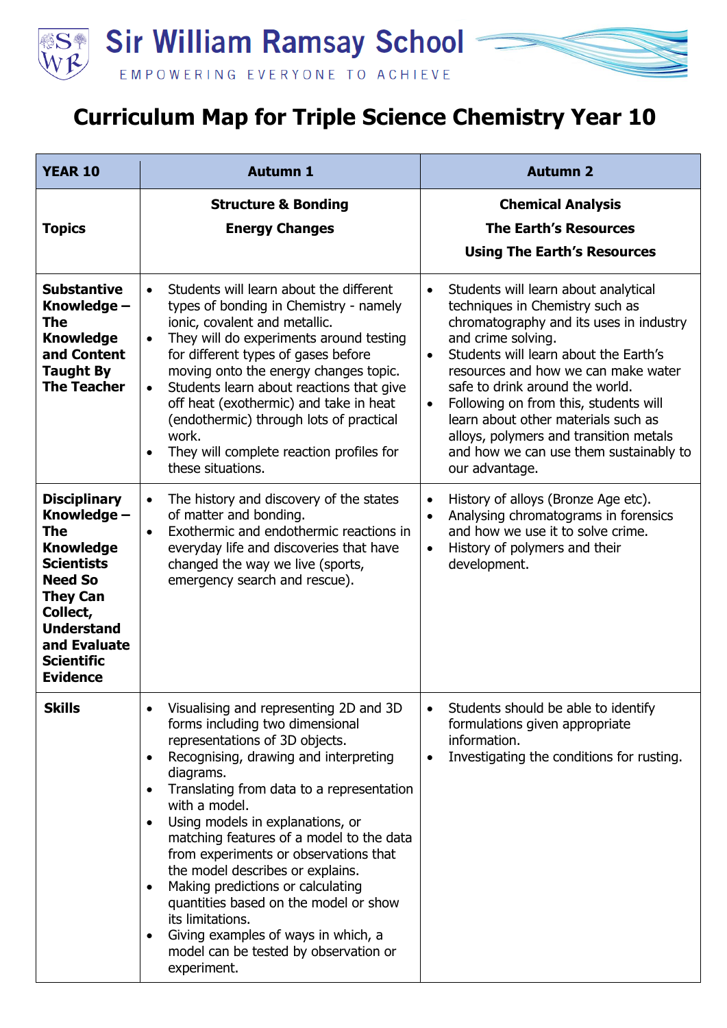Sir William Ramsay School

EMPOWERING EVERYONE TO ACHIEVE

# Curriculum Map for Triple Science Chemistry Year 10

| YEAR 10 | Autumn 1 | Autumn 2 |
|---|---|---|
| **Topics** | **Structure & Bonding**<br>**Energy Changes** | **Chemical Analysis**<br>**The Earth's Resources**<br>**Using The Earth's Resources** |
| **Substantive Knowledge – The Knowledge and Content Taught By The Teacher** | • Students will learn about the different types of bonding in Chemistry - namely ionic, covalent and metallic.<br>• They will do experiments around testing for different types of gases before moving onto the energy changes topic.<br>• Students learn about reactions that give off heat (exothermic) and take in heat (endothermic) through lots of practical work.<br>• They will complete reaction profiles for these situations. | • Students will learn about analytical techniques in Chemistry such as chromatography and its uses in industry and crime solving.<br>• Students will learn about the Earth's resources and how we can make water safe to drink around the world.<br>• Following on from this, students will learn about other materials such as alloys, polymers and transition metals and how we can use them sustainably to our advantage. |
| **Disciplinary Knowledge – The Knowledge Scientists Need So They Can Collect, Understand and Evaluate Scientific Evidence** | • The history and discovery of the states of matter and bonding.<br>• Exothermic and endothermic reactions in everyday life and discoveries that have changed the way we live (sports, emergency search and rescue). | • History of alloys (Bronze Age etc).<br>• Analysing chromatograms in forensics and how we use it to solve crime.<br>• History of polymers and their development. |
| **Skills** | • Visualising and representing 2D and 3D forms including two dimensional representations of 3D objects.<br>• Recognising, drawing and interpreting diagrams.<br>• Translating from data to a representation with a model.<br>• Using models in explanations, or matching features of a model to the data from experiments or observations that the model describes or explains.<br>• Making predictions or calculating quantities based on the model or show its limitations.<br>• Giving examples of ways in which, a model can be tested by observation or experiment. | • Students should be able to identify formulations given appropriate information.<br>• Investigating the conditions for rusting. |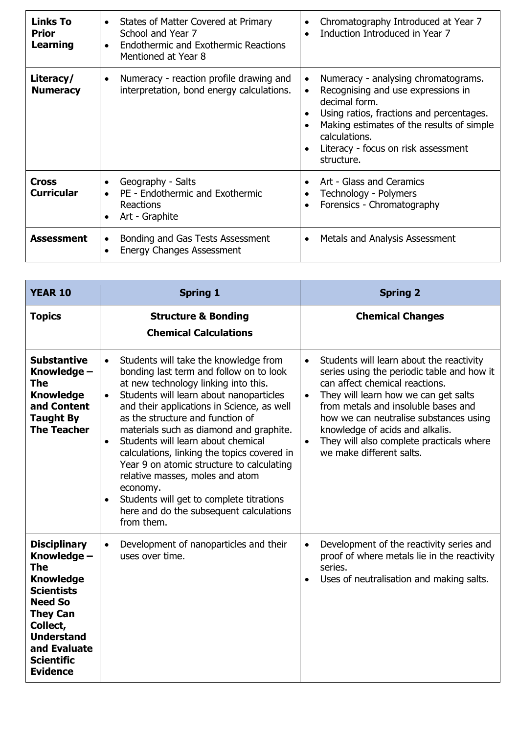| Links To Prior Learning | • States of Matter Covered at Primary School and Year 7<br>• Endothermic and Exothermic Reactions Mentioned at Year 8 | • Chromatography Introduced at Year 7<br>• Induction Introduced in Year 7 |
|---|---|---|
| **Literacy/ Numeracy** | • Numeracy - reaction profile drawing and interpretation, bond energy calculations. | • Numeracy - analysing chromatograms.<br>• Recognising and use expressions in decimal form.<br>• Using ratios, fractions and percentages.<br>• Making estimates of the results of simple calculations.<br>• Literacy - focus on risk assessment structure. |
| **Cross Curricular** | • Geography - Salts<br>• PE - Endothermic and Exothermic Reactions<br>• Art - Graphite | • Art - Glass and Ceramics<br>• Technology - Polymers<br>• Forensics - Chromatography |
| **Assessment** | • Bonding and Gas Tests Assessment<br>• Energy Changes Assessment | • Metals and Analysis Assessment |

| YEAR 10 | Spring 1 | Spring 2 |
|---|---|---|
| **Topics** | **Structure & Bonding**<br>**Chemical Calculations** | **Chemical Changes** |
| **Substantive Knowledge – The Knowledge and Content Taught By The Teacher** | • Students will take the knowledge from bonding last term and follow on to look at new technology linking into this.<br>• Students will learn about nanoparticles and their applications in Science, as well as the structure and function of materials such as diamond and graphite.<br>• Students will learn about chemical calculations, linking the topics covered in Year 9 on atomic structure to calculating relative masses, moles and atom economy.<br>• Students will get to complete titrations here and do the subsequent calculations from them. | • Students will learn about the reactivity series using the periodic table and how it can affect chemical reactions.<br>• They will learn how we can get salts from metals and insoluble bases and how we can neutralise substances using knowledge of acids and alkalis.<br>• They will also complete practicals where we make different salts. |
| **Disciplinary Knowledge – The Knowledge Scientists Need So They Can Collect, Understand and Evaluate Scientific Evidence** | • Development of nanoparticles and their uses over time. | • Development of the reactivity series and proof of where metals lie in the reactivity series.<br>• Uses of neutralisation and making salts. |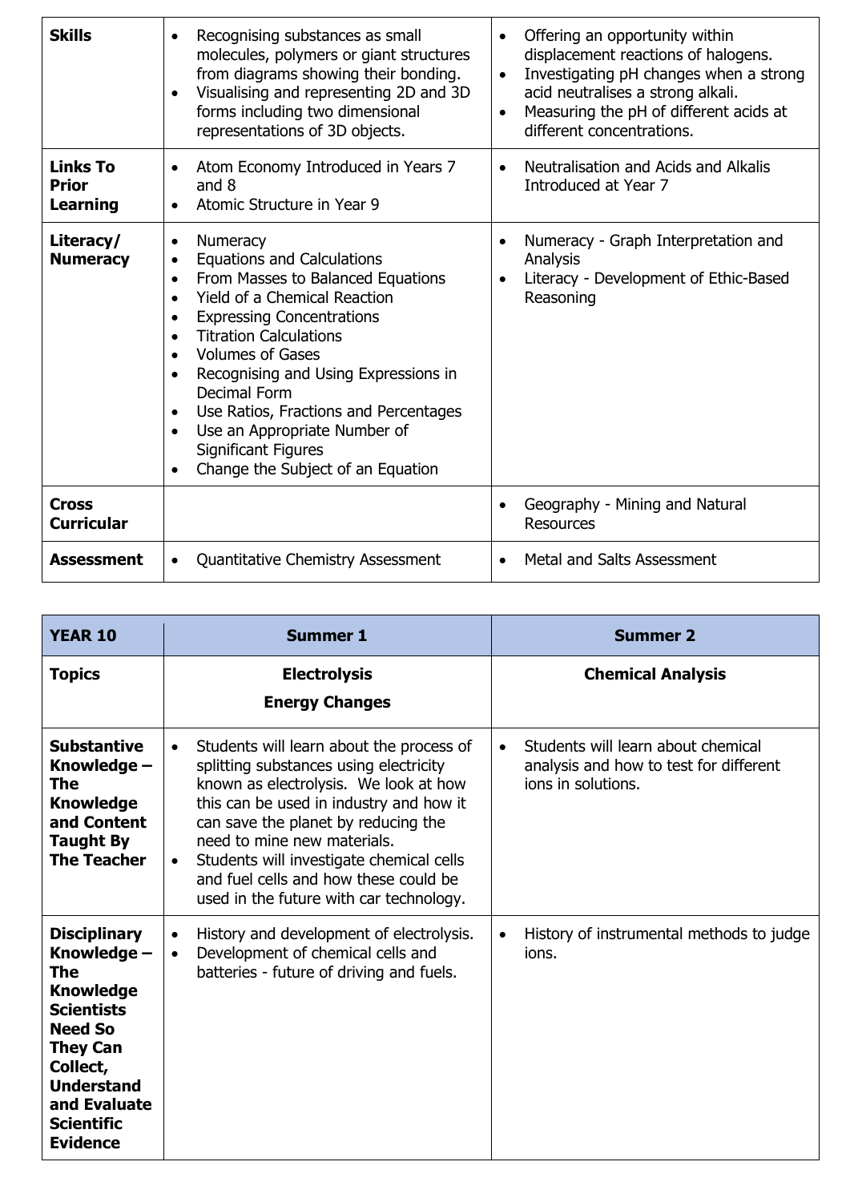| | | |
|---|---|---|
| **Skills** | • Recognising substances as small molecules, polymers or giant structures from diagrams showing their bonding.<br>• Visualising and representing 2D and 3D forms including two dimensional representations of 3D objects. | • Offering an opportunity within displacement reactions of halogens.<br>• Investigating pH changes when a strong acid neutralises a strong alkali.<br>• Measuring the pH of different acids at different concentrations. |
| **Links To Prior Learning** | • Atom Economy Introduced in Years 7 and 8<br>• Atomic Structure in Year 9 | • Neutralisation and Acids and Alkalis Introduced at Year 7 |
| **Literacy/ Numeracy** | • Numeracy<br>• Equations and Calculations<br>• From Masses to Balanced Equations<br>• Yield of a Chemical Reaction<br>• Expressing Concentrations<br>• Titration Calculations<br>• Volumes of Gases<br>• Recognising and Using Expressions in Decimal Form<br>• Use Ratios, Fractions and Percentages<br>• Use an Appropriate Number of Significant Figures<br>• Change the Subject of an Equation | • Numeracy - Graph Interpretation and Analysis<br>• Literacy - Development of Ethic-Based Reasoning |
| **Cross Curricular** | | • Geography - Mining and Natural Resources |
| **Assessment** | • Quantitative Chemistry Assessment | • Metal and Salts Assessment |

| **YEAR 10** | **Summer 1** | **Summer 2** |
|---|---|---|
| **Topics** | **Electrolysis**<br>**Energy Changes** | **Chemical Analysis** |
| **Substantive Knowledge – The Knowledge and Content Taught By The Teacher** | • Students will learn about the process of splitting substances using electricity known as electrolysis. We look at how this can be used in industry and how it can save the planet by reducing the need to mine new materials.<br>• Students will investigate chemical cells and fuel cells and how these could be used in the future with car technology. | • Students will learn about chemical analysis and how to test for different ions in solutions. |
| **Disciplinary Knowledge – The Knowledge Scientists Need So They Can Collect, Understand and Evaluate Scientific Evidence** | • History and development of electrolysis.<br>• Development of chemical cells and batteries - future of driving and fuels. | • History of instrumental methods to judge ions. |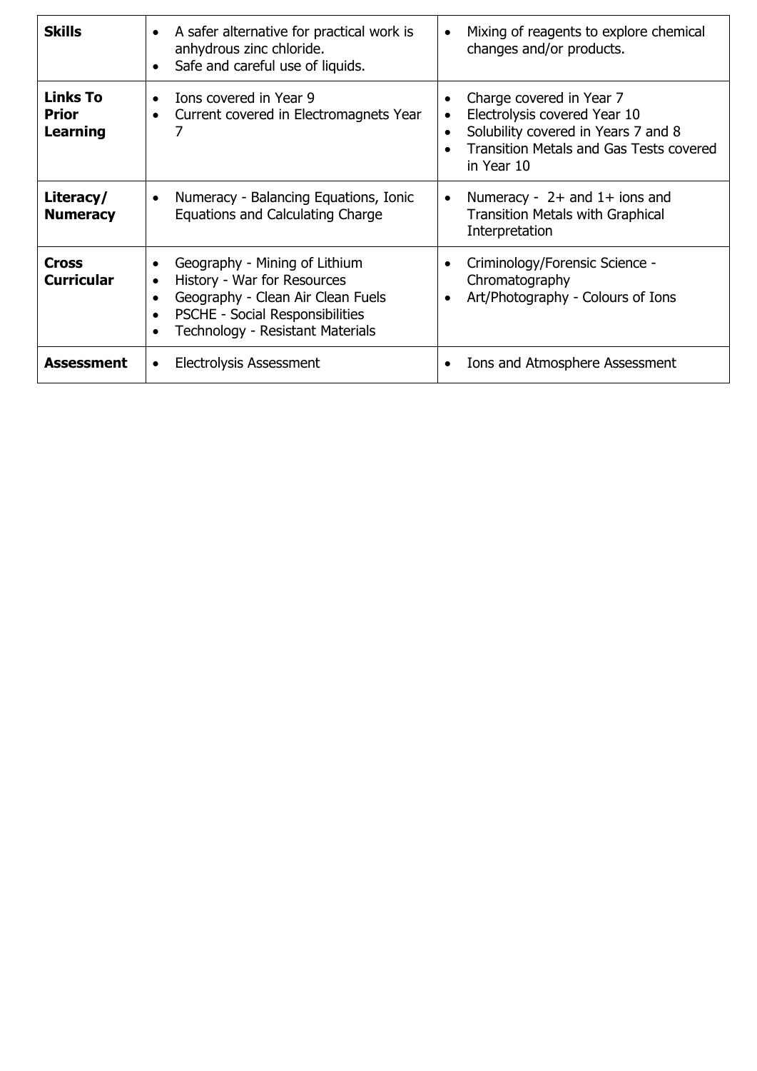| | | |
|---|---|---|
| **Skills** | • A safer alternative for practical work is anhydrous zinc chloride.<br>• Safe and careful use of liquids. | • Mixing of reagents to explore chemical changes and/or products. |
| **Links To Prior Learning** | • Ions covered in Year 9<br>• Current covered in Electromagnets Year 7 | • Charge covered in Year 7<br>• Electrolysis covered Year 10<br>• Solubility covered in Years 7 and 8<br>• Transition Metals and Gas Tests covered in Year 10 |
| **Literacy/ Numeracy** | • Numeracy - Balancing Equations, Ionic Equations and Calculating Charge | • Numeracy - 2+ and 1+ ions and Transition Metals with Graphical Interpretation |
| **Cross Curricular** | • Geography - Mining of Lithium<br>• History - War for Resources<br>• Geography - Clean Air Clean Fuels<br>• PSCHE - Social Responsibilities<br>• Technology - Resistant Materials | • Criminology/Forensic Science - Chromatography<br>• Art/Photography - Colours of Ions |
| **Assessment** | • Electrolysis Assessment | • Ions and Atmosphere Assessment |